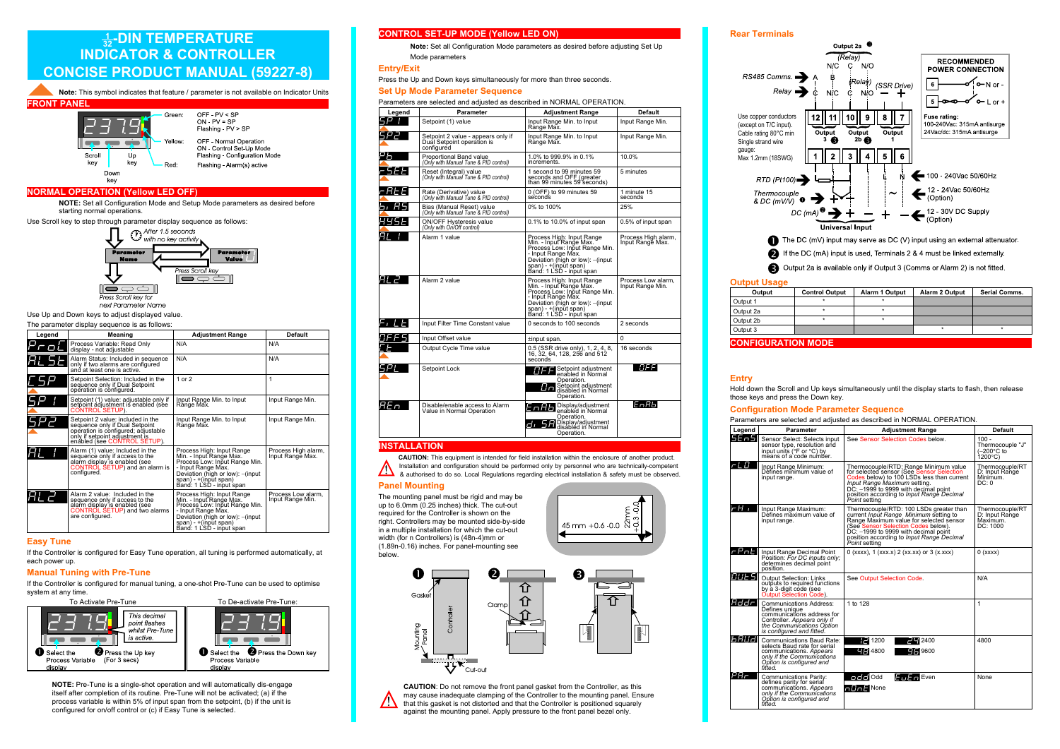# 1/32-DIN TEMPERATURE INDICATOR & CONTROLLER CONCISE PRODUCT MANUAL (59227-8)

**Note:** This symbol indicates that feature / parameter is not available on Indicator Units

## FRONT PANEL

Green: OFF - PV < SP; ON - PV = SP; Flashing - PV > SP

Yellow: OFF - Normal Operation; ON - Control Set-Up Mode; Flashing - Configuration Mode

Red: Flashing - Alarm(s) active

Scroll key, Up key, Down key

## NORMAL OPERATION (Yellow LED OFF)

**NOTE:** Set all Configuration Mode parameters and Setup Mode parameters as desired before starting normal operations.

Use Scroll key to step through parameter display sequence as follows:

*After 1.5 seconds with no key activity*

Parameter Name → Parameter Value (*Press Scroll key*)

*Press Scroll key for next Parameter Name*

Use Up and Down keys to adjust displayed value.

The parameter display sequence is as follows:

| Legend | Meaning | Adjustment Range | Default |
|---|---|---|---|
| ProC | Process Variable: Read Only display - not adjustable | N/A | N/A |
| ALSt | Alarm Status: Included in sequence only if two alarms are configured and at least one is active. | N/A | N/A |
| CSP | Setpoint Selection: Included in the sequence only if Dual Setpoint operation is configured. | 1 or 2 | 1 |
| SP1 | Setpoint (1) value: adjustable only if setpoint adjustment is enabled (see CONTROL SETUP). | Input Range Min. to Input Range Max. | Input Range Min. |
| SP2 | Setpoint 2 value: included in the sequence only if Dual Setpoint operation is configured; adjustable only if setpoint adjustment is enabled (see CONTROL SETUP). | Input Range Min. to Input Range Max. | Input Range Min. |
| AL1 | Alarm (1) value: Included in the sequence only if access to the alarm display is enabled (see CONTROL SETUP) and an alarm is configured. | Process High: Input Range Min. - Input Range Max. Process Low: Input Range Min. - Input Range Max. Deviation (high or low): −(input span) - +(input span) Band: 1 LSD - input span | Process High alarm, Input Range Max. |
| AL2 | Alarm 2 value: Included in the sequence only if access to the alarm display is enabled (see CONTROL SETUP) and two alarms are configured. | Process High: Input Range Min. - Input Range Max. Process Low: Input Range Min. - Input Range Max. Deviation (high or low): −(input span) - +(input span) Band: 1 LSD - input span | Process Low alarm, Input Range Min. |

## Easy Tune

If the Controller is configured for Easy Tune operation, all tuning is performed automatically, at each power up.

## Manual Tuning with Pre-Tune

If the Controller is configured for manual tuning, a one-shot Pre-Tune can be used to optimise system at any time.

To Activate Pre-Tune: 1 Select the Process Variable display; 2 Press the Up key (For 3 secs). *This decimal point flashes whilst Pre-Tune is active.*

To De-activate Pre-Tune: 1 Select the Process Variable display; 2 Press the Down key

**NOTE:** Pre-Tune is a single-shot operation and will automatically dis-engage itself after completion of its routine. Pre-Tune will not be activated; (a) if the process variable is within 5% of input span from the setpoint, (b) if the unit is configured for on/off control or (c) if Easy Tune is selected.

## CONTROL SET-UP MODE (Yellow LED ON)

**Note:** Set all Configuration Mode parameters as desired before adjusting Set Up Mode parameters

### Entry/Exit

Press the Up and Down keys simultaneously for more than three seconds.

### Set Up Mode Parameter Sequence

Parameters are selected and adjusted as described in NORMAL OPERATION.

| Legend | Parameter | Adjustment Range | Default |
|---|---|---|---|
| SP1 | Setpoint (1) value | Input Range Min. to Input Range Max. | Input Range Min. |
| SP2 | Setpoint 2 value - appears only if Dual Setpoint operation is configured | Input Range Min. to Input Range Max. | Input Range Min. |
| Pb | Proportional Band value (*Only with Manual Tune & PID control*) | 1.0% to 999.9% in 0.1% increments. | 10.0% |
| rSEt | Reset (Integral) value (*Only with Manual Tune & PID control*) | 1 second to 99 minutes 59 seconds and OFF (greater than 99 minutes 59 seconds) | 5 minutes |
| rAtE | Rate (Derivative) value (*Only with Manual Tune & PID control*) | 0 (OFF) to 99 minutes 59 seconds | 1 minute 15 seconds |
| biAS | Bias (Manual Reset) value (*Only with Manual Tune & PID control*) | 0% to 100% | 25% |
| HYSt | ON/OFF Hysteresis value (*Only with On/Off control*) | 0.1% to 10.0% of input span | 0.5% of input span |
| AL1 | Alarm 1 value | Process High: Input Range Min. - Input Range Max. Process Low: Input Range Min. - Input Range Max. Deviation (high or low): −(input span) - +(input span) Band: 1 LSD - input span | Process High alarm, Input Range Max. |
| AL2 | Alarm 2 value | Process High: Input Range Min. - Input Range Max. Process Low: Input Range Min. - Input Range Max. Deviation (high or low): −(input span) - +(input span) Band: 1 LSD - input span | Process Low alarm, Input Range Min. |
| FiLt | Input Filter Time Constant value | 0 seconds to 100 seconds | 2 seconds |
| OFFS | Input Offset value | ±input span. | 0 |
| Ct | Output Cycle Time value | 0.5 (SSR drive only), 1, 2, 4, 8, 16, 32, 64, 128, 256 and 512 seconds | 16 seconds |
| SPL | Setpoint Lock | OFF Setpoint adjustment enabled in Normal Operation. On Setpoint adjustment disabled in Normal Operation. | OFF |
| AEn | Disable/enable access to Alarm Value in Normal Operation | EnAb Display/adjustment enabled in Normal Operation. diSA Display/adjustment disabled in Normal Operation. | EnAb |

## INSTALLATION

**CAUTION:** This equipment is intended for field installation within the enclosure of another product. Installation and configuration should be performed only by personnel who are technically-competent & authorised to do so. Local Regulations regarding electrical installation & safety must be observed.

### Panel Mounting

The mounting panel must be rigid and may be up to 6.0mm (0.25 inches) thick. The cut-out required for the Controller is shown on the right. Controllers may be mounted side-by-side in a multiple installation for which the cut-out width (for n Controllers) is (48n-4)mm or (1.89n-0.16) inches. For panel-mounting see below.

45 mm +0.6 -0.0; 22mm +0.3 -0.0

1 Gasket, Mounting Panel, Controller, Cut-out; 2 Clamp; 3

**CAUTION**: Do not remove the front panel gasket from the Controller, as this may cause inadequate clamping of the Controller to the mounting panel. Ensure that this gasket is not distorted and that the Controller is positioned squarely against the mounting panel. Apply pressure to the front panel bezel only.

## Rear Terminals

Output 2a 3 (Relay) N/C C N/O; RS485 Comms. A B; Relay C N/C; (Relay) C N/O (SSR Drive) − +

Terminals 12, 11, 10, 9, 8, 7: Output 3 3, Output 2b 3, Output 1

Terminals 1, 2, 3, 4, 5, 6

Use copper conductors (except on T/C input). Cable rating 80°C min. Single strand wire gauge: Max 1.2mm (18SWG)

RTD (Pt100); Thermocouple & DC (mV/V) 1; DC (mA) 2; Universal Input

L N: 100 - 240Vac 50/60Hz; 12 - 24Vac 50/60Hz (Option); 12 - 30V DC Supply (Option)

RECOMMENDED POWER CONNECTION: 6 N or −; 5 L or +

Fuse rating: 100-240Vac: 315mA antisurge; 24Vac/dc: 315mA antisurge

1 The DC (mV) input may serve as DC (V) input using an external attenuator.

2 If the DC (mA) input is used, Terminals 2 & 4 must be linked externally.

3 Output 2a is available only if Output 3 (Comms or Alarm 2) is not fitted.

### Output Usage

| Output | Control Output | Alarm 1 Output | Alarm 2 Output | Serial Comms. |
|---|---|---|---|---|
| Output 1 | * | * | | |
| Output 2a | * | * | | |
| Output 2b | * | * | | |
| Output 3 | | | * | * |

## CONFIGURATION MODE

### Entry

Hold down the Scroll and Up keys simultaneously until the display starts to flash, then release those keys and press the Down key.

### Configuration Mode Parameter Sequence

Parameters are selected and adjusted as described in NORMAL OPERATION.

| Legend | Parameter | Adjustment Range | Default |
|---|---|---|---|
| SEnS | Sensor Select: Selects input sensor type, resolution and input units (°F or °C) by means of a code number. | See Sensor Selection Codes below. | 100 - Thermocouple "J" (−200°C to 1200°C) |
| rLO | Input Range Minimum: Defines minimum value of input range. | Thermocouple/RTD: Range Minimum value for selected sensor (See Sensor Selection Codes below) to 100 LSDs less than current *Input Range Maximum* setting. DC: −1999 to 9999 with decimal point position according to *Input Range Decimal Point* setting | Thermocouple/RTD: Input Range Minimum. DC: 0 |
| rHi | Input Range Maximum: Defines maximum value of input range. | Thermocouple/RTD: 100 LSDs greater than current *Input Range Minimum* setting to Range Maximum value for selected sensor (See Sensor Selection Codes below). DC: −1999 to 9999 with decimal point position according to *Input Range Decimal Point* setting | Thermocouple/RTD: Input Range Maximum. DC: 1000 |
| rPnt | Input Range Decimal Point Position: *For DC inputs only;* determines decimal point position. | 0 (xxxx), 1 (xxx.x) 2 (xx.xx) or 3 (x.xxx) | 0 (xxxx) |
| OutS | Output Selection: Links outputs to required functions by a 3-digit code (see Output Selection Code). | See Output Selection Code. | N/A |
| Addr | Communications Address: Defines unique communications address for Controller. *Appears only if the Communications Option is configured and fitted.* | 1 to 128 | 1 |
| bAUd | Communications Baud Rate: selects Baud rate for serial communications. *Appears only if the Communications Option is configured and fitted.* | 12 1200, 24 2400, 48 4800, 96 9600 | 4800 |
| PAr | Communications Parity: defines parity for serial communications. *Appears only if the Communications Option is configured and fitted.* | odd Odd, EvEn Even, nonE None | None |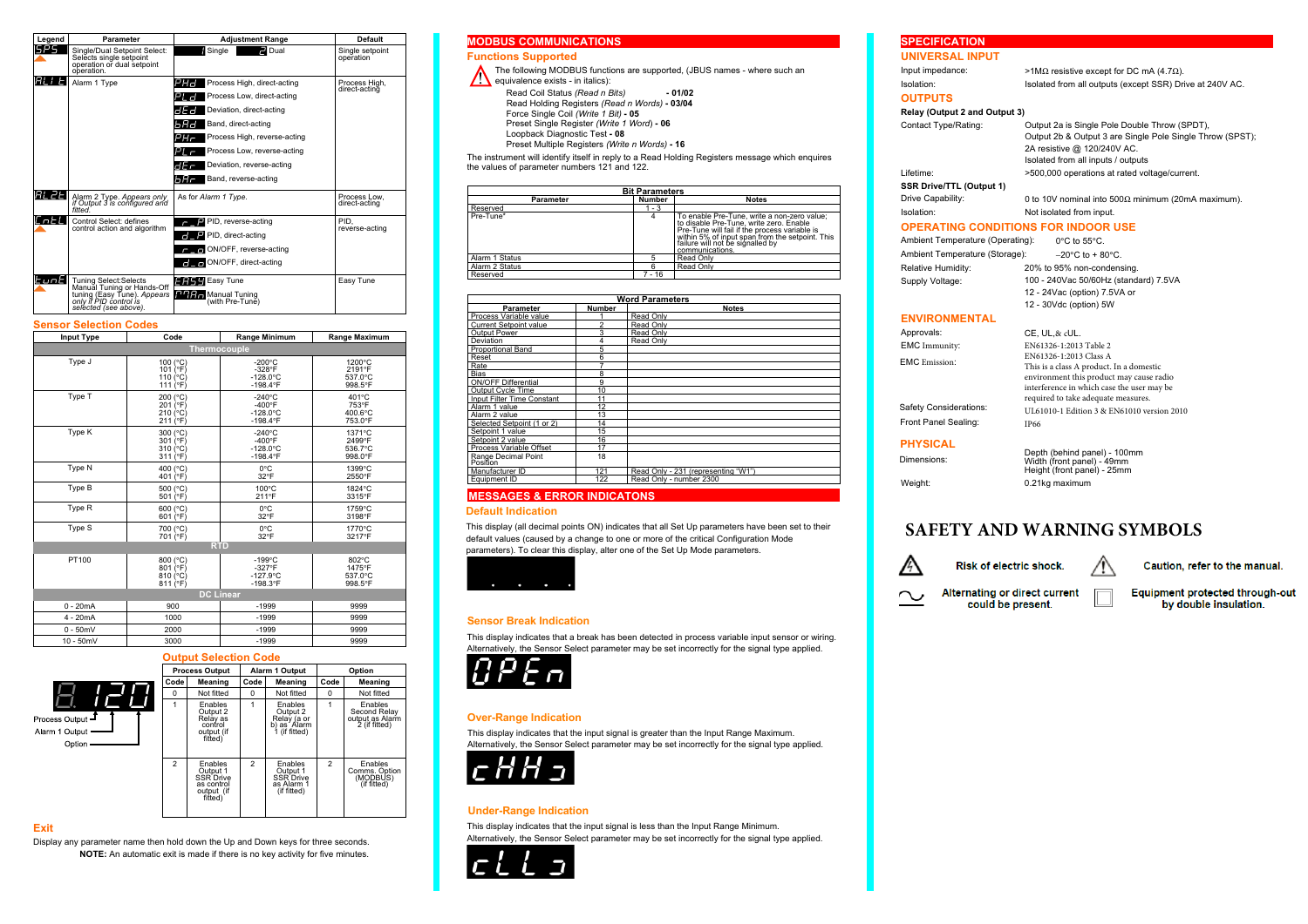| Legend | Parameter | Adjustment Range | Default |
|---|---|---|---|
| SPS | Single/Dual Setpoint Select: Selects single setpoint operation or dual setpoint operation. | 1 Single / 2 Dual | Single setpoint operation |
| AL1t | Alarm 1 Type | PHd Process High, direct-acting; PLd Process Low, direct-acting; dEd Deviation, direct-acting; bAd Band, direct-acting; PHr Process High, reverse-acting; PLr Process Low, reverse-acting; dEr Deviation, reverse-acting; bAr Band, reverse-acting | Process High, direct-acting |
| AL2t | Alarm 2 Type. *Appears only if Output 3 is configured and fitted.* | As for *Alarm 1 Type.* | Process Low, direct-acting |
| CntL | Control Select: defines control action and algorithm | r_P PID, reverse-acting; d_P PID, direct-acting; r_o ON/OFF, reverse-acting; d_o ON/OFF, direct-acting | PID, reverse-acting |
| tunE | Tuning Select:Selects Manual Tuning or Hands-Off tuning (Easy Tune). *Appears only if PID control is selected (see above).* | EASY Easy Tune; MAn Manual Tuning (with Pre-Tune) | Easy Tune |

## Sensor Selection Codes

| Input Type | Code | Range Minimum | Range Maximum |
|---|---|---|---|
| **Thermocouple** | | | |
| Type J | 100 (°C) 101 (°F) 110 (°C) 111 (°F) | -200°C -328°F -128.0°C -198.4°F | 1200°C 2191°F 537.0°C 998.5°F |
| Type T | 200 (°C) 201 (°F) 210 (°C) 211 (°F) | -240°C -400°F -128.0°C -198.4°F | 401°C 753°F 400.6°C 753.0°F |
| Type K | 300 (°C) 301 (°F) 310 (°C) 311 (°F) | -240°C -400°F -128.0°C -198.4°F | 1371°C 2499°F 536.7°C 998.0°F |
| Type N | 400 (°C) 401 (°F) | 0°C 32°F | 1399°C 2550°F |
| Type B | 500 (°C) 501 (°F) | 100°C 211°F | 1824°C 3315°F |
| Type R | 600 (°C) 601 (°F) | 0°C 32°F | 1759°C 3198°F |
| Type S | 700 (°C) 701 (°F) | 0°C 32°F | 1770°C 3217°F |
| **RTD** | | | |
| PT100 | 800 (°C) 801 (°F) 810 (°C) 811 (°F) | -199°C -327°F -127.9°C -198.3°F | 802°C 1475°F 537.0°C 998.5°F |
| **DC Linear** | | | |
| 0 - 20mA | 900 | -1999 | 9999 |
| 4 - 20mA | 1000 | -1999 | 9999 |
| 0 - 50mV | 2000 | -1999 | 9999 |
| 10 - 50mV | 3000 | -1999 | 9999 |

## Output Selection Code

Process Output
Alarm 1 Output
Option

| Process Output | | Alarm 1 Output | | Option | |
|---|---|---|---|---|---|
| Code | Meaning | Code | Meaning | Code | Meaning |
| 0 | Not fitted | 0 | Not fitted | 0 | Not fitted |
| 1 | Enables Output 2 Relay as control output (if fitted) | 1 | Enables Output 2 Relay (a or b) as Alarm 1 (if fitted) | 1 | Enables Second Relay output as Alarm 2 (if fitted) |
| 2 | Enables Output 1 SSR Drive as control output (if fitted) | 2 | Enables Output 1 SSR Drive as Alarm 1 (if fitted) | 2 | Enables Comms. Option (MODBUS) (if fitted) |

## Exit

Display any parameter name then hold down the Up and Down keys for three seconds.
**NOTE:** An automatic exit is made if there is no key activity for five minutes.

## MODBUS COMMUNICATIONS

### Functions Supported

The following MODBUS functions are supported, (JBUS names - where such an equivalence exists - in italics):

- Read Coil Status (*Read n Bits*) **- 01/02**
- Read Holding Registers (*Read n Words*) **- 03/04**
- Force Single Coil (*Write 1 Bit*) **- 05**
- Preset Single Register (*Write 1 Word*) **- 06**
- Loopback Diagnostic Test **- 08**
- Preset Multiple Registers (*Write n Words*) **- 16**

The instrument will identify itself in reply to a Read Holding Registers message which enquires the values of parameter numbers 121 and 122.

**Bit Parameters**

| Parameter | Number | Notes |
|---|---|---|
| Reserved | 1 - 3 | |
| Pre-Tune* | 4 | To enable Pre-Tune, write a non-zero value; to disable Pre-Tune, write zero. Enable Pre-Tune will fail if the process variable is within 5% of input span from the setpoint. This failure will not be signalled by communications. |
| Alarm 1 Status | 5 | Read Only |
| Alarm 2 Status | 6 | Read Only |
| Reserved | 7 - 16 | |

**Word Parameters**

| Parameter | Number | Notes |
|---|---|---|
| Process Variable value | 1 | Read Only |
| Current Setpoint value | 2 | Read Only |
| Output Power | 3 | Read Only |
| Deviation | 4 | Read Only |
| Proportional Band | 5 | |
| Reset | 6 | |
| Rate | 7 | |
| Bias | 8 | |
| ON/OFF Differential | 9 | |
| Output Cycle Time | 10 | |
| Input Filter Time Constant | 11 | |
| Alarm 1 value | 12 | |
| Alarm 2 value | 13 | |
| Selected Setpoint (1 or 2) | 14 | |
| Setpoint 1 value | 15 | |
| Setpoint 2 value | 16 | |
| Process Variable Offset | 17 | |
| Range Decimal Point Position | 18 | |
| Manufacturer ID | 121 | Read Only - 231 (representing "W1") |
| Equipment ID | 122 | Read Only - number 2300 |

## MESSAGES & ERROR INDICATONS

### Default Indication

This display (all decimal points ON) indicates that all Set Up parameters have been set to their default values (caused by a change to one or more of the critical Configuration Mode parameters). To clear this display, alter one of the Set Up Mode parameters.

### Sensor Break Indication

This display indicates that a break has been detected in process variable input sensor or wiring. Alternatively, the Sensor Select parameter may be set incorrectly for the signal type applied.

OPEn

### Over-Range Indication

This display indicates that the input signal is greater than the Input Range Maximum. Alternatively, the Sensor Select parameter may be set incorrectly for the signal type applied.

cHH

### Under-Range Indication

This display indicates that the input signal is less than the Input Range Minimum. Alternatively, the Sensor Select parameter may be set incorrectly for the signal type applied.

cLL

## SPECIFICATION

### UNIVERSAL INPUT

Input impedance: >1MΩ resistive except for DC mA (4.7Ω).
Isolation: Isolated from all outputs (except SSR) Drive at 240V AC.

### OUTPUTS

**Relay (Output 2 and Output 3)**

Contact Type/Rating: Output 2a is Single Pole Double Throw (SPDT), Output 2b & Output 3 are Single Pole Single Throw (SPST); 2A resistive @ 120/240V AC. Isolated from all inputs / outputs
Lifetime: >500,000 operations at rated voltage/current.

**SSR Drive/TTL (Output 1)**

Drive Capability: 0 to 10V nominal into 500Ω minimum (20mA maximum).
Isolation: Not isolated from input.

### OPERATING CONDITIONS FOR INDOOR USE

Ambient Temperature (Operating): 0°C to 55°C.
Ambient Temperature (Storage): –20°C to + 80°C.
Relative Humidity: 20% to 95% non-condensing.
Supply Voltage: 100 - 240Vac 50/60Hz (standard) 7.5VA; 12 - 24Vac (option) 7.5VA or 12 - 30Vdc (option) 5W

### ENVIRONMENTAL

Approvals: CE, UL,& cUL.
EMC Immunity: EN61326-1:2013 Table 2
EMC Emission: EN61326-1:2013 Class A. This is a class A product. In a domestic environment this product may cause radio interference in which case the user may be required to take adequate measures.
Safety Considerations: UL61010-1 Edition 3 & EN61010 version 2010
Front Panel Sealing: IP66

### PHYSICAL

Dimensions: Depth (behind panel) - 100mm; Width (front panel) - 49mm; Height (front panel) - 25mm
Weight: 0.21kg maximum

## SAFETY AND WARNING SYMBOLS

- Risk of electric shock.
- Caution, refer to the manual.
- Alternating or direct current could be present.
- Equipment protected through-out by double insulation.